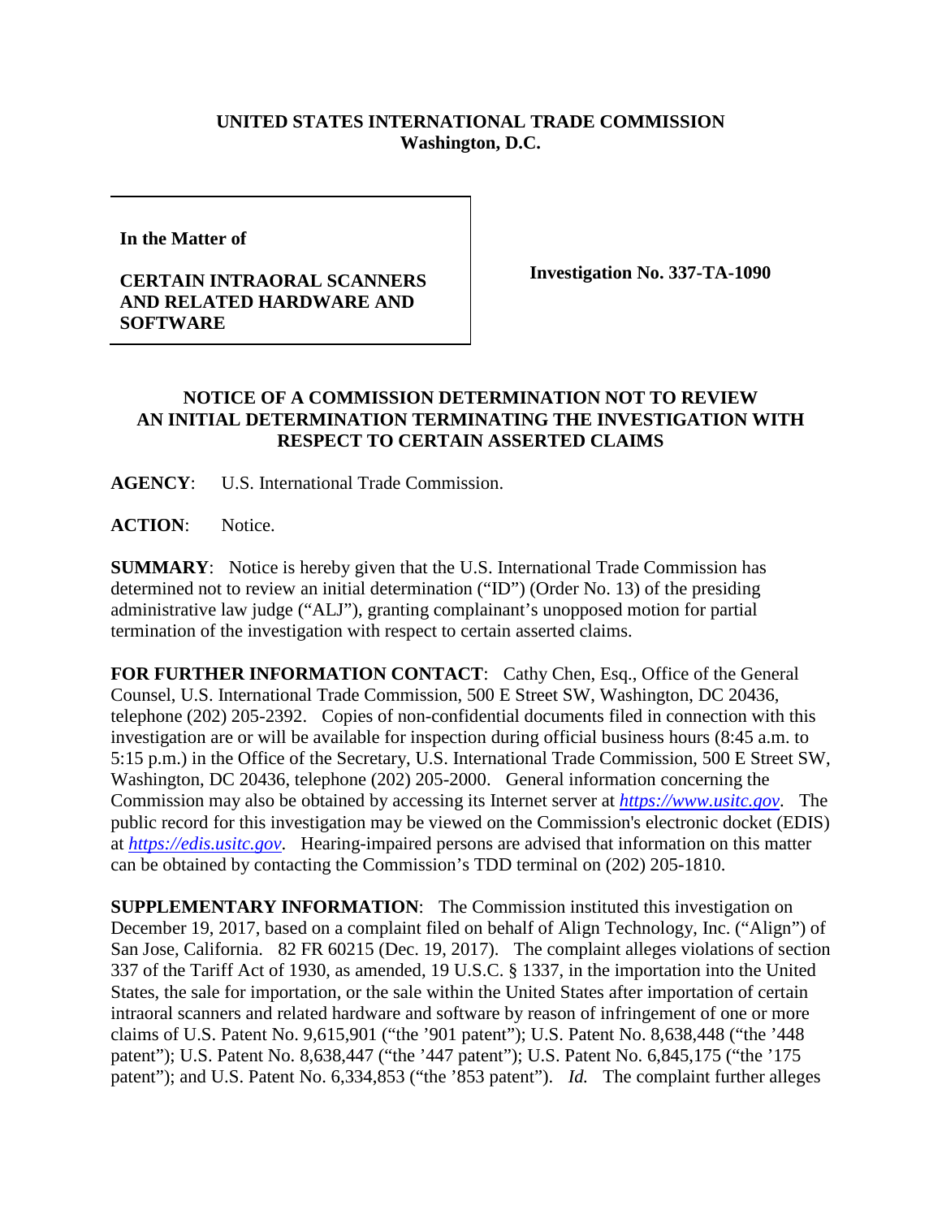**UNITED STATES INTERNATIONAL TRADE COMMISSION**
**Washington, D.C.**

| **In the Matter of** **CERTAIN INTRAORAL SCANNERS AND RELATED HARDWARE AND SOFTWARE** | **Investigation No. 337-TA-1090** |
| --- | --- |

**NOTICE OF A COMMISSION DETERMINATION NOT TO REVIEW AN INITIAL DETERMINATION TERMINATING THE INVESTIGATION WITH RESPECT TO CERTAIN ASSERTED CLAIMS**

**AGENCY**: U.S. International Trade Commission.

**ACTION**: Notice.

**SUMMARY**: Notice is hereby given that the U.S. International Trade Commission has determined not to review an initial determination ("ID") (Order No. 13) of the presiding administrative law judge ("ALJ"), granting complainant's unopposed motion for partial termination of the investigation with respect to certain asserted claims.

**FOR FURTHER INFORMATION CONTACT**: Cathy Chen, Esq., Office of the General Counsel, U.S. International Trade Commission, 500 E Street SW, Washington, DC 20436, telephone (202) 205-2392. Copies of non-confidential documents filed in connection with this investigation are or will be available for inspection during official business hours (8:45 a.m. to 5:15 p.m.) in the Office of the Secretary, U.S. International Trade Commission, 500 E Street SW, Washington, DC 20436, telephone (202) 205-2000. General information concerning the Commission may also be obtained by accessing its Internet server at *https://www.usitc.gov*. The public record for this investigation may be viewed on the Commission's electronic docket (EDIS) at *https://edis.usitc.gov*. Hearing-impaired persons are advised that information on this matter can be obtained by contacting the Commission's TDD terminal on (202) 205-1810.

**SUPPLEMENTARY INFORMATION**: The Commission instituted this investigation on December 19, 2017, based on a complaint filed on behalf of Align Technology, Inc. ("Align") of San Jose, California. 82 FR 60215 (Dec. 19, 2017). The complaint alleges violations of section 337 of the Tariff Act of 1930, as amended, 19 U.S.C. § 1337, in the importation into the United States, the sale for importation, or the sale within the United States after importation of certain intraoral scanners and related hardware and software by reason of infringement of one or more claims of U.S. Patent No. 9,615,901 ("the '901 patent"); U.S. Patent No. 8,638,448 ("the '448 patent"); U.S. Patent No. 8,638,447 ("the '447 patent"); U.S. Patent No. 6,845,175 ("the '175 patent"); and U.S. Patent No. 6,334,853 ("the '853 patent"). *Id.* The complaint further alleges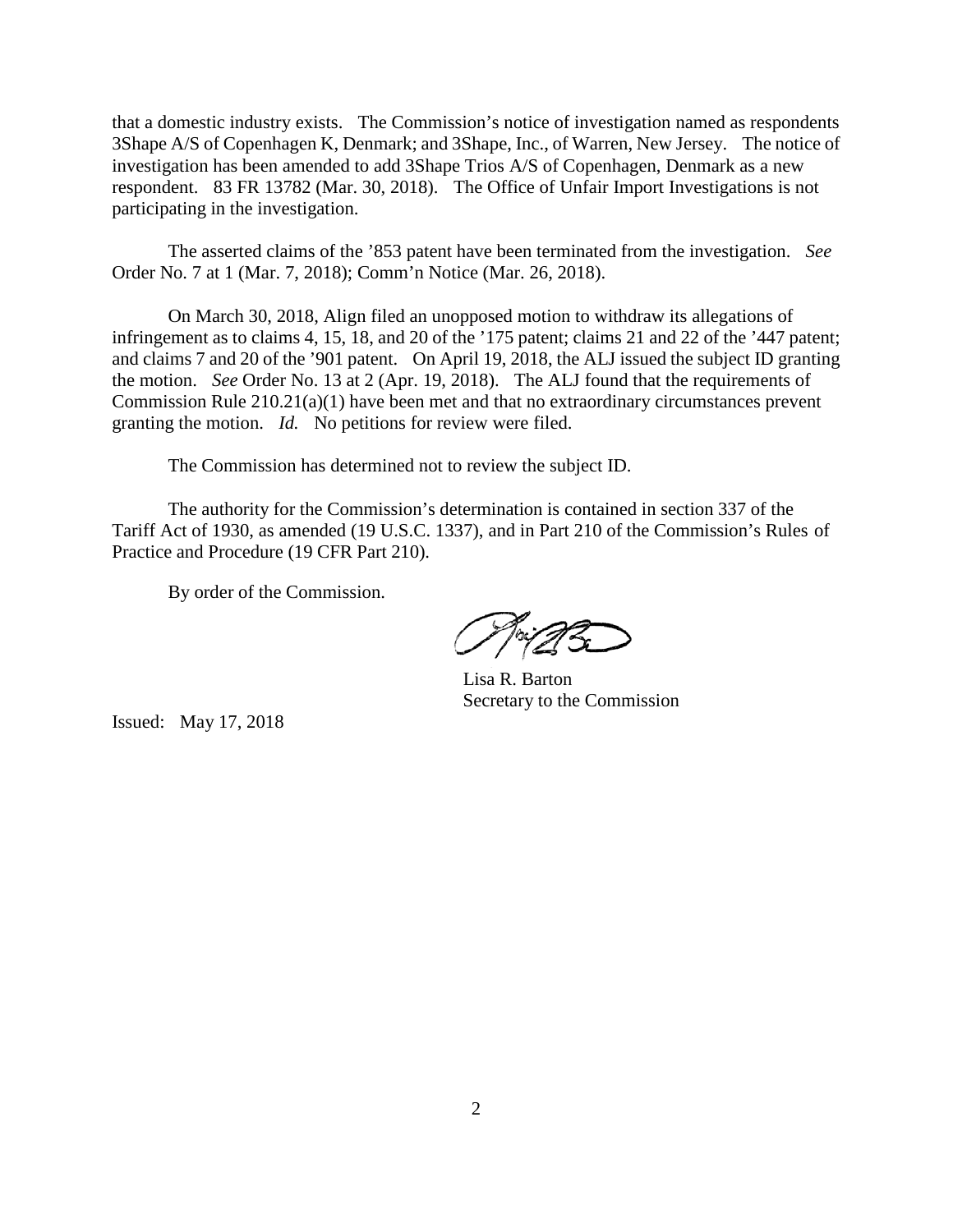that a domestic industry exists. The Commission's notice of investigation named as respondents 3Shape A/S of Copenhagen K, Denmark; and 3Shape, Inc., of Warren, New Jersey. The notice of investigation has been amended to add 3Shape Trios A/S of Copenhagen, Denmark as a new respondent. 83 FR 13782 (Mar. 30, 2018). The Office of Unfair Import Investigations is not participating in the investigation.

The asserted claims of the '853 patent have been terminated from the investigation. *See* Order No. 7 at 1 (Mar. 7, 2018); Comm'n Notice (Mar. 26, 2018).

On March 30, 2018, Align filed an unopposed motion to withdraw its allegations of infringement as to claims 4, 15, 18, and 20 of the '175 patent; claims 21 and 22 of the '447 patent; and claims 7 and 20 of the '901 patent. On April 19, 2018, the ALJ issued the subject ID granting the motion. *See* Order No. 13 at 2 (Apr. 19, 2018). The ALJ found that the requirements of Commission Rule 210.21(a)(1) have been met and that no extraordinary circumstances prevent granting the motion. *Id.* No petitions for review were filed.

The Commission has determined not to review the subject ID.

The authority for the Commission's determination is contained in section 337 of the Tariff Act of 1930, as amended (19 U.S.C. 1337), and in Part 210 of the Commission's Rules of Practice and Procedure (19 CFR Part 210).

By order of the Commission.

Lisa R. Barton
Secretary to the Commission

Issued: May 17, 2018